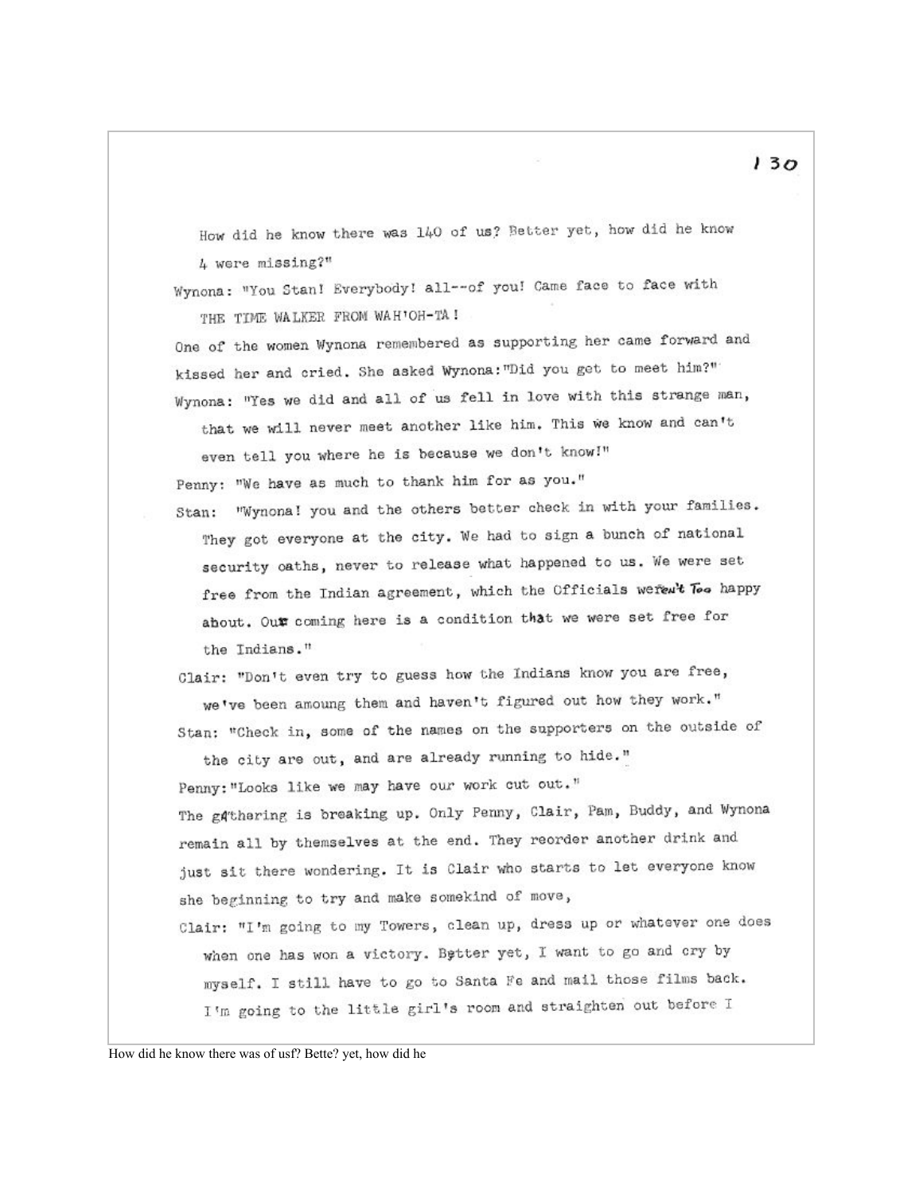How did he know there was 140 of us? Better yet, how did he know 4 were missing?"

Wynona: "You Stan! Everybody! all--of you! Came face to face with THE TIME WALKER FROM WAH'OH-TA!

One of the women Wynona remembered as supporting her came forward and kissed her and cried. She asked Wynona:"Did you get to meet him?"

Wynona: "Yes we did and all of us fell in love with this strange man, that we will never meet another like him. This we know and can't even tell you where he is because we don't know!"

Penny: "We have as much to thank him for as you."

Stan: "Wynona! you and the others better check in with your families. They got everyone at the city. We had to sign a bunch of national security oaths, never to release what happened to us. We were set free from the Indian agreement, which the Officials weren't Too happy about. Our coming here is a condition that we were set free for the Indians."

Clair: "Don't even try to guess how the Indians know you are free, we've been amoung them and haven't figured out how they work."

Stan: "Check in, some of the names on the supporters on the outside of the city are out, and are already running to hide."

Penny:"Looks like we may have our work cut out."

The gathering is breaking up. Only Penny, Clair, Pam, Buddy, and Wynona remain all by themselves at the end. They reorder another drink and just sit there wondering. It is Clair who starts to let everyone know she beginning to try and make somekind of move,

Clair: "I'm going to my Towers, clean up, dress up or whatever one does when one has won a victory. Better yet, I want to go and cry by myself. I still have to go to Santa Fe and mail those films back. I'm going to the little girl's room and straighten out before I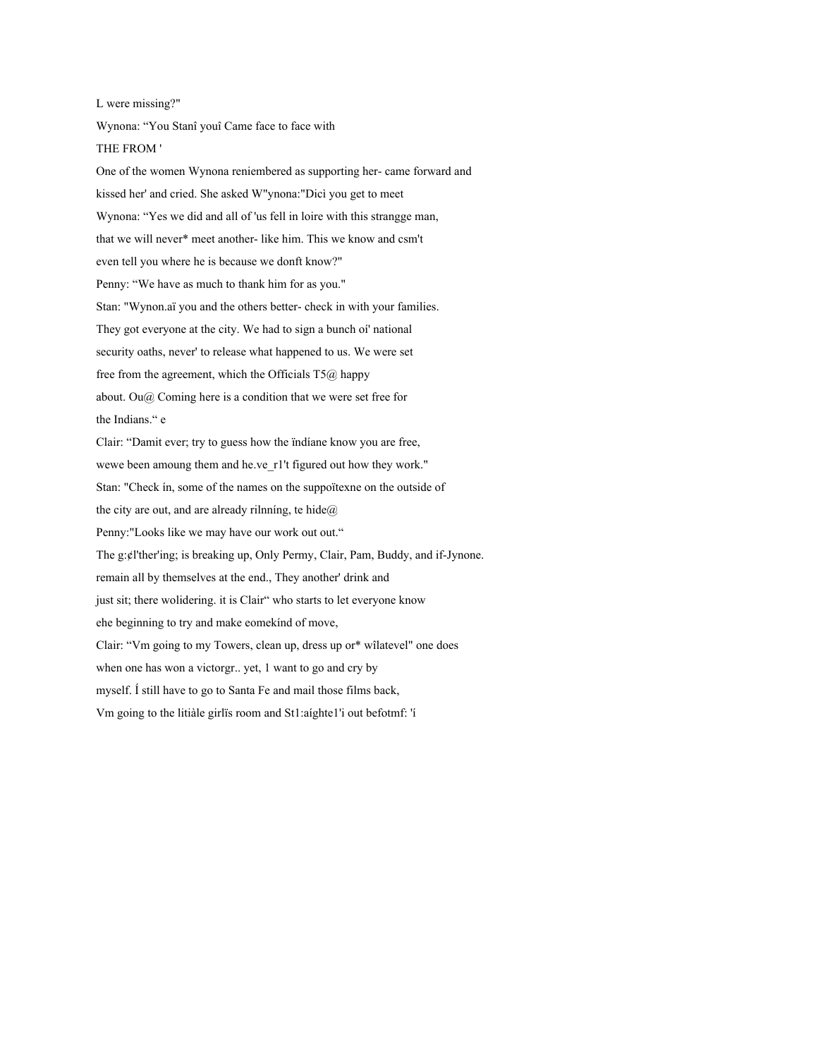L were missing?"

Wynona: “You Stanî youî Came face to face with

THE FROM '

One of the women Wynona reniembered as supporting her- came forward and

kissed her' and cried. She asked W"ynona:"Dicì you get to meet

Wynona: “Yes we did and all of 'us fell in loire with this strangge man,

that we will never* meet another- like him. This we know and csm't

even tell you where he is because we donft know?"

Penny: “We have as much to thank him for as you."

Stan: "Wynon.aï you and the others better- check in with your families.

They got everyone at the city. We had to sign a bunch oí' national

security oaths, never' to release what happened to us. We were set

free from the agreement, which the Officials T5@ happy

about. Ou@ Coming here is a condition that we were set free for

the Indians.“ e

Clair: “Damit ever; try to guess how the ïndíane know you are free,

wewe been amoung them and he.ve_r1't figured out how they work."

Stan: "Check ín, some of the names on the suppoïtexne on the outside of

the city are out, and are already rilnníng, te hide@

Penny:"Looks like we may have our work out out.“

The g:¢l'ther'ing; is breaking up, Only Permy, Clair, Pam, Buddy, and if-Jynone.

remain all by themselves at the end., They another' drink and

just sit; there wolidering. it is Clair“ who starts to let everyone know

ehe beginning to try and make eomekínd of move,

Clair: “Vm going to my Towers, clean up, dress up or* wîlatevel" one does

when one has won a victorgr.. yet, 1 want to go and cry by

myself. Í still have to go to Santa Fe and mail those films back,

Vm going to the litiàle girlïs room and St1:aíghte1'i out befotmf: 'í